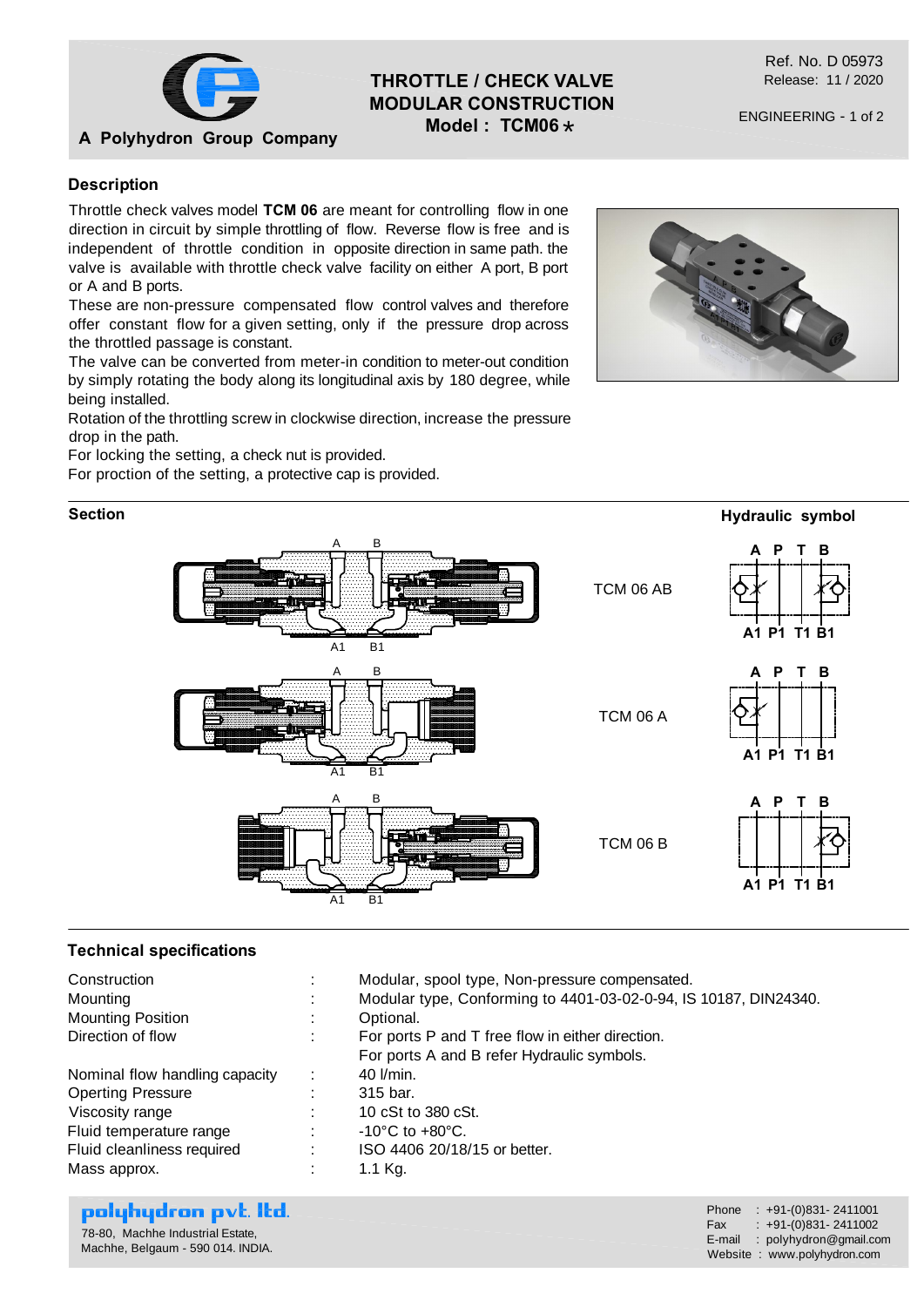A Polyhydron Group Company

# THROTTLE / CHECK VALVE MODULAR CONSTRUCTION
## Model : TCM06 *

Ref. No. D 05973
Release: 11 / 2020

ENGINEERING - 1 of 2

### Description

Throttle check valves model **TCM 06** are meant for controlling flow in one direction in circuit by simple throttling of flow. Reverse flow is free and is independent of throttle condition in opposite direction in same path. the valve is available with throttle check valve facility on either A port, B port or A and B ports.

These are non-pressure compensated flow control valves and therefore offer constant flow for a given setting, only if the pressure drop across the throttled passage is constant.

The valve can be converted from meter-in condition to meter-out condition by simply rotating the body along its longitudinal axis by 180 degree, while being installed.

Rotation of the throttling screw in clockwise direction, increase the pressure drop in the path.

For locking the setting, a check nut is provided.

For proction of the setting, a protective cap is provided.

### Section

**Hydraulic symbol**

TCM 06 AB

TCM 06 A

TCM 06 B

### Technical specifications

| | | |
|---|---|---|
| Construction | : | Modular, spool type, Non-pressure compensated. |
| Mounting | : | Modular type, Conforming to 4401-03-02-0-94, IS 10187, DIN24340. |
| Mounting Position | : | Optional. |
| Direction of flow | : | For ports P and T free flow in either direction.<br>For ports A and B refer Hydraulic symbols. |
| Nominal flow handling capacity | : | 40 l/min. |
| Operting Pressure | : | 315 bar. |
| Viscosity range | : | 10 cSt to 380 cSt. |
| Fluid temperature range | : | -10°C to +80°C. |
| Fluid cleanliness required | : | ISO 4406 20/18/15 or better. |
| Mass approx. | : | 1.1 Kg. |

**polyhydron pvt. ltd.**
78-80, Machhe Industrial Estate,
Machhe, Belgaum - 590 014. INDIA.

Phone : +91-(0)831- 2411001
Fax : +91-(0)831- 2411002
E-mail : polyhydron@gmail.com
Website : www.polyhydron.com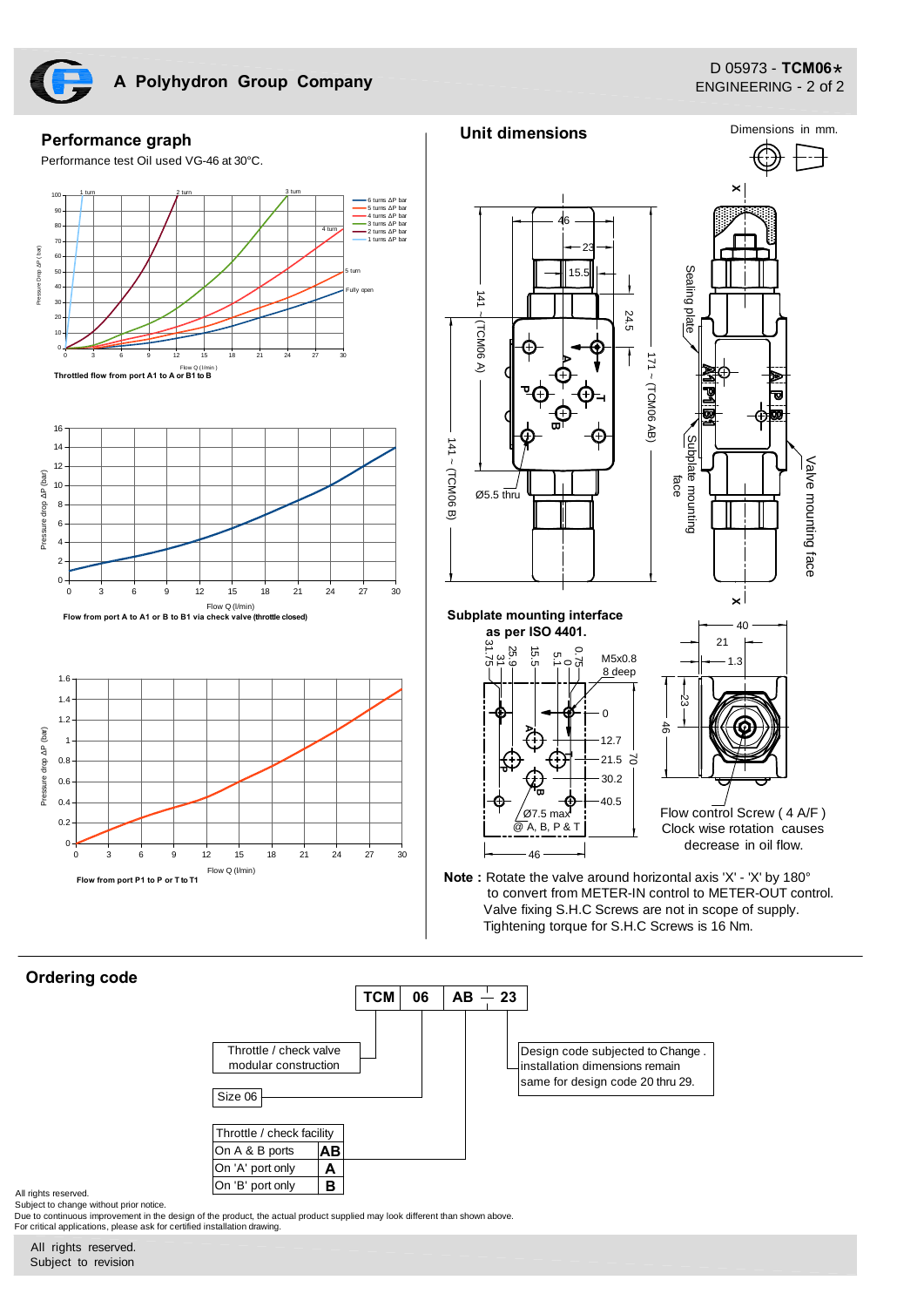## Performance graph

Performance test Oil used VG-46 at 30°C.

1 turn
2 turn
3 turn
4 turn
5 turn
Fully open
6 turns ΔP bar
5 turns ΔP bar
4 turns ΔP bar
3 turns ΔP bar
2 turns ΔP bar
1 turns ΔP bar
Pressure Drop ΔP (bar)
Flow Q (l/min)
0 3 6 9 12 15 18 21 24 27 30
0 10 20 30 40 50 60 70 80 90 100

**Throttled flow from port A1 to A or B1 to B**

Pressure drop ΔP (bar)
Flow Q (l/min)
0 3 6 9 12 15 18 21 24 27 30
0 2 4 6 8 10 12 14 16

**Flow from port A to A1 or B to B1 via check valve (throttle closed)**

Pressure drop ΔP (bar)
Flow Q (l/min)
0 3 6 9 12 15 18 21 24 27 30
0 0.2 0.4 0.6 0.8 1 1.2 1.4 1.6

**Flow from port P1 to P or T to T1**

## Unit dimensions

Dimensions in mm.

46
23
15.5
24.5
141 ~ (TCM06 A)
141 ~ (TCM06 B)
171 ~ (TCM06 AB)
Ø5.5 thru
Sealing plate
Subplate mounting face
Valve mounting face
X
X

### Subplate mounting interface as per ISO 4401.

31.75
31
25.9
15.5
5.1
0
0.75
M5x0.8 8 deep
0
12.7
21.5
30.2
40.5
70
Ø7.5 max @ A, B, P & T
46

40
21
1.3
23
46

Flow control Screw ( 4 A/F ) Clock wise rotation causes decrease in oil flow.

**Note :** Rotate the valve around horizontal axis 'X' - 'X' by 180° to convert from METER-IN control to METER-OUT control.
Valve fixing S.H.C Screws are not in scope of supply.
Tightening torque for S.H.C Screws is 16 Nm.

## Ordering code

**TCM | 06 | AB — 23**

- TCM: Throttle / check valve modular construction
- 06: Size 06
- AB: Throttle / check facility

| Throttle / check facility | |
|---|---|
| On A & B ports | **AB** |
| On 'A' port only | **A** |
| On 'B' port only | **B** |

- 23: Design code subjected to Change . installation dimensions remain same for design code 20 thru 29.

All rights reserved.
Subject to change without prior notice.
Due to continuous improvement in the design of the product, the actual product supplied may look different than shown above.
For critical applications, please ask for certified installation drawing.